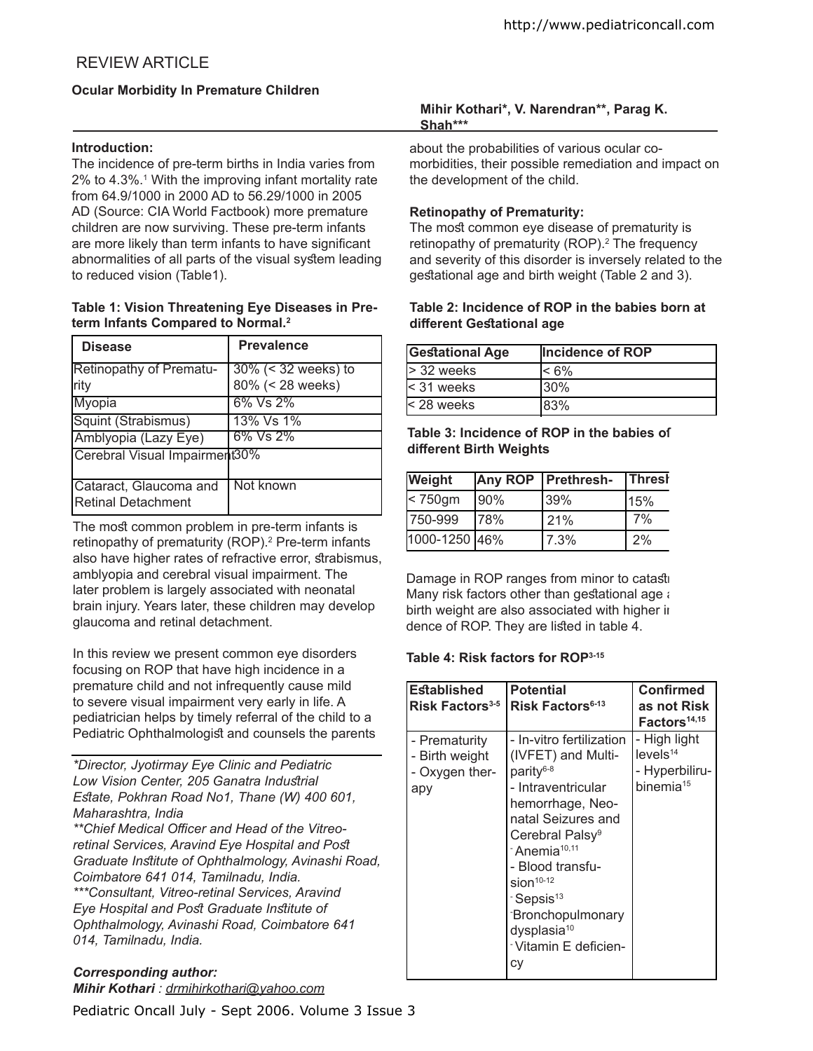REVIEW ARTICLE

# Ocular Morbidity In Premature Children

**Mihir Kothari\*, V. Narendran\*\*, Parag K. Shah\*\*\***

### Introduction:

The incidence of pre-term births in India varies from 2% to 4.3%.[1] With the improving infant mortality rate from 64.9/1000 in 2000 AD to 56.29/1000 in 2005 AD (Source: CIA World Factbook) more premature children are now surviving. These pre-term infants are more likely than term infants to have significant abnormalities of all parts of the visual system leading to reduced vision (Table1).

**Table 1: Vision Threatening Eye Diseases in Pre-term Infants Compared to Normal.[2]**

| Disease | Prevalence |
|---|---|
| Retinopathy of Prematurity | 30% (< 32 weeks) to 80% (< 28 weeks) |
| Myopia | 6% Vs 2% |
| Squint (Strabismus) | 13% Vs 1% |
| Amblyopia (Lazy Eye) | 6% Vs 2% |
| Cerebral Visual Impairment | 30% |
| Cataract, Glaucoma and Retinal Detachment | Not known |

The most common problem in pre-term infants is retinopathy of prematurity (ROP).[2] Pre-term infants also have higher rates of refractive error, strabismus, amblyopia and cerebral visual impairment. The later problem is largely associated with neonatal brain injury. Years later, these children may develop glaucoma and retinal detachment.

In this review we present common eye disorders focusing on ROP that have high incidence in a premature child and not infrequently cause mild to severe visual impairment very early in life. A pediatrician helps by timely referral of the child to a Pediatric Ophthalmologist and counsels the parents about the probabilities of various ocular co-morbidities, their possible remediation and impact on the development of the child.

*\*Director, Jyotirmay Eye Clinic and Pediatric Low Vision Center, 205 Ganatra Industrial Estate, Pokhran Road No1, Thane (W) 400 601, Maharashtra, India*

*\*\*Chief Medical Officer and Head of the Vitreo-retinal Services, Aravind Eye Hospital and Post Graduate Institute of Ophthalmology, Avinashi Road, Coimbatore 641 014, Tamilnadu, India.*

*\*\*\*Consultant, Vitreo-retinal Services, Aravind Eye Hospital and Post Graduate Institute of Ophthalmology, Avinashi Road, Coimbatore 641 014, Tamilnadu, India.*

***Corresponding author:***

***Mihir Kothari*** *: drmihirkothari@yahoo.com*

### Retinopathy of Prematurity:

The most common eye disease of prematurity is retinopathy of prematurity (ROP).[2] The frequency and severity of this disorder is inversely related to the gestational age and birth weight (Table 2 and 3).

**Table 2: Incidence of ROP in the babies born at different Gestational age**

| Gestational Age | Incidence of ROP |
|---|---|
| > 32 weeks | < 6% |
| < 31 weeks | 30% |
| < 28 weeks | 83% |

**Table 3: Incidence of ROP in the babies of different Birth Weights**

| Weight | Any ROP | Prethresh- | Thresh |
|---|---|---|---|
| < 750gm | 90% | 39% | 15% |
| 750-999 | 78% | 21% | 7% |
| 1000-1250 | 46% | 7.3% | 2% |

Damage in ROP ranges from minor to catastr Many risk factors other than gestational age a birth weight are also associated with higher in dence of ROP. They are listed in table 4.

**Table 4: Risk factors for ROP[3-15]**

| Established Risk Factors[3-5] | Potential Risk Factors[6-13] | Confirmed as not Risk Factors[14,15] |
|---|---|---|
| - Prematurity<br>- Birth weight<br>- Oxygen therapy | - In-vitro fertilization (IVFET) and Multi-parity[6-8]<br>- Intraventricular hemorrhage, Neonatal Seizures and Cerebral Palsy[9]<br>- Anemia[10,11]<br>- Blood transfusion[10-12]<br>- Sepsis[13]<br>- Bronchopulmonary dysplasia[10]<br>- Vitamin E deficiency | - High light levels[14]<br>- Hyperbilirubinemia[15] |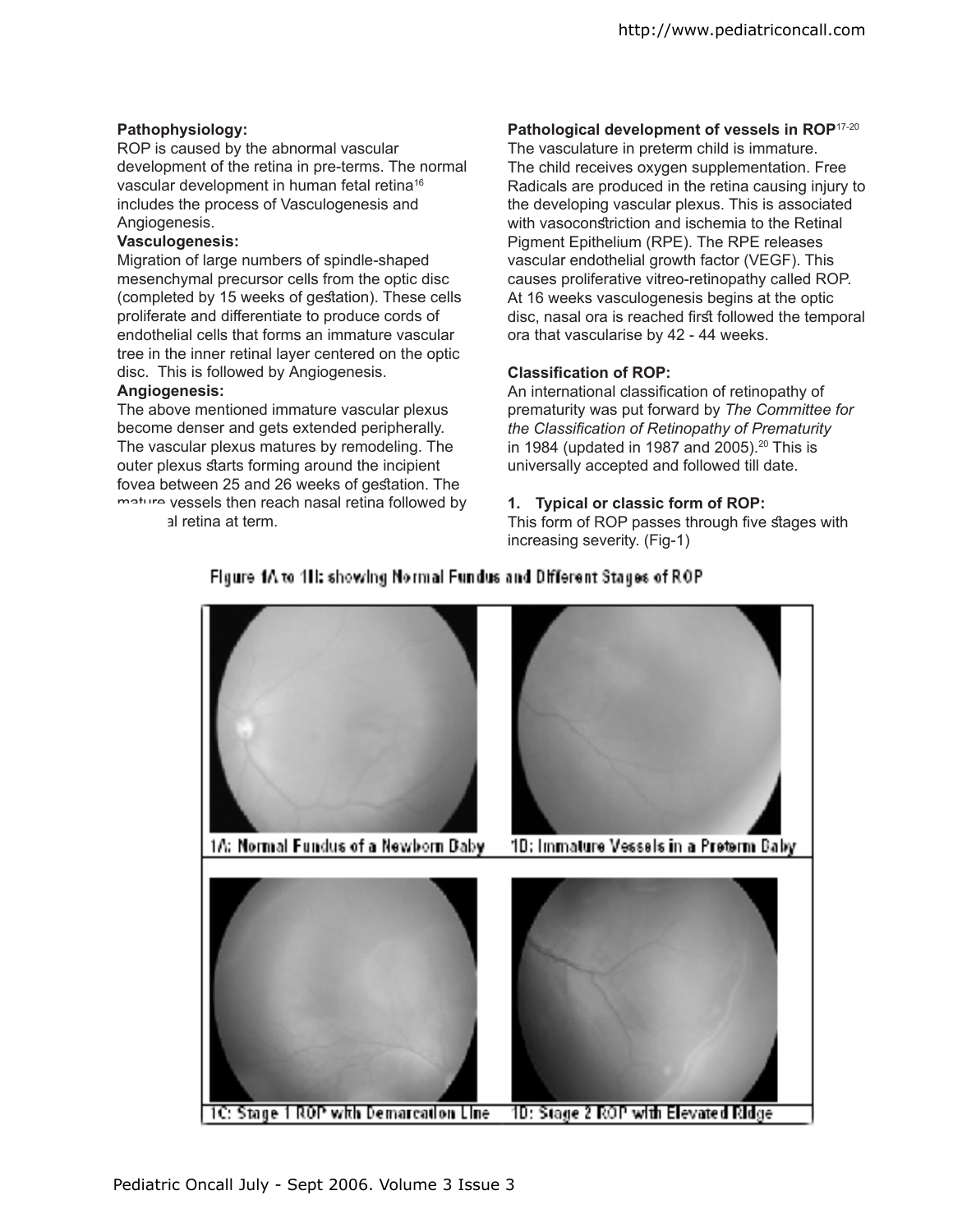**Pathophysiology:**

ROP is caused by the abnormal vascular development of the retina in pre-terms. The normal vascular development in human fetal retina[16] includes the process of Vasculogenesis and Angiogenesis.

**Vasculogenesis:**

Migration of large numbers of spindle-shaped mesenchymal precursor cells from the optic disc (completed by 15 weeks of gestation). These cells proliferate and differentiate to produce cords of endothelial cells that forms an immature vascular tree in the inner retinal layer centered on the optic disc. This is followed by Angiogenesis.

**Angiogenesis:**

The above mentioned immature vascular plexus become denser and gets extended peripherally. The vascular plexus matures by remodeling. The outer plexus starts forming around the incipient fovea between 25 and 26 weeks of gestation. The mature vessels then reach nasal retina followed by temporal retina at term.

**Pathological development of vessels in ROP**[17-20]

The vasculature in preterm child is immature. The child receives oxygen supplementation. Free Radicals are produced in the retina causing injury to the developing vascular plexus. This is associated with vasoconstriction and ischemia to the Retinal Pigment Epithelium (RPE). The RPE releases vascular endothelial growth factor (VEGF). This causes proliferative vitreo-retinopathy called ROP. At 16 weeks vasculogenesis begins at the optic disc, nasal ora is reached first followed the temporal ora that vascularise by 42 - 44 weeks.

**Classification of ROP:**

An international classification of retinopathy of prematurity was put forward by *The Committee for the Classification of Retinopathy of Prematurity* in 1984 (updated in 1987 and 2005).[20] This is universally accepted and followed till date.

1. **Typical or classic form of ROP:**

This form of ROP passes through five stages with increasing severity. (Fig-1)

Figure 1A to 1H: showing Normal Fundus and Different Stages of ROP

1A: Normal Fundus of a Newborn Baby

1B: Immature Vessels in a Preterm Baby

1C: Stage 1 ROP with Demarcation Line

1D: Stage 2 ROP with Elevated Ridge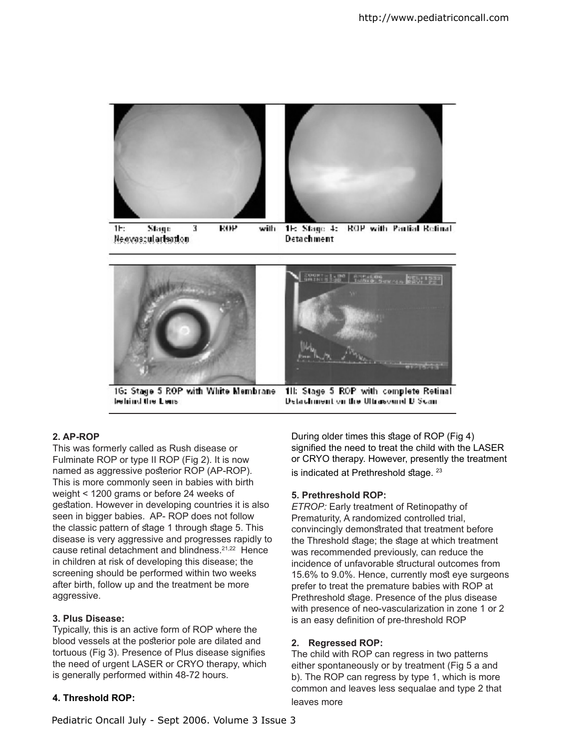1F: Stage 3 ROP with Neovascularisation

1F: Stage 4: ROP with Partial Retinal Detachment

1G: Stage 5 ROP with White Membrane behind the Lens

1H: Stage 5 ROP with complete Retinal Detachment on the Ultrasound B Scan

**2. AP-ROP**

This was formerly called as Rush disease or Fulminate ROP or type II ROP (Fig 2). It is now named as aggressive posterior ROP (AP-ROP). This is more commonly seen in babies with birth weight < 1200 grams or before 24 weeks of gestation. However in developing countries it is also seen in bigger babies. AP- ROP does not follow the classic pattern of stage 1 through stage 5. This disease is very aggressive and progresses rapidly to cause retinal detachment and blindness.[21,22] Hence in children at risk of developing this disease; the screening should be performed within two weeks after birth, follow up and the treatment be more aggressive.

**3. Plus Disease:**

Typically, this is an active form of ROP where the blood vessels at the posterior pole are dilated and tortuous (Fig 3). Presence of Plus disease signifies the need of urgent LASER or CRYO therapy, which is generally performed within 48-72 hours.

**4. Threshold ROP:**

During older times this stage of ROP (Fig 4) signified the need to treat the child with the LASER or CRYO therapy. However, presently the treatment is indicated at Prethreshold stage. [23]

**5. Prethreshold ROP:**

*ETROP:* Early treatment of Retinopathy of Prematurity, A randomized controlled trial, convincingly demonstrated that treatment before the Threshold stage; the stage at which treatment was recommended previously, can reduce the incidence of unfavorable structural outcomes from 15.6% to 9.0%. Hence, currently most eye surgeons prefer to treat the premature babies with ROP at Prethreshold stage. Presence of the plus disease with presence of neo-vascularization in zone 1 or 2 is an easy definition of pre-threshold ROP

**2. Regressed ROP:**

The child with ROP can regress in two patterns either spontaneously or by treatment (Fig 5 a and b). The ROP can regress by type 1, which is more common and leaves less sequalae and type 2 that leaves more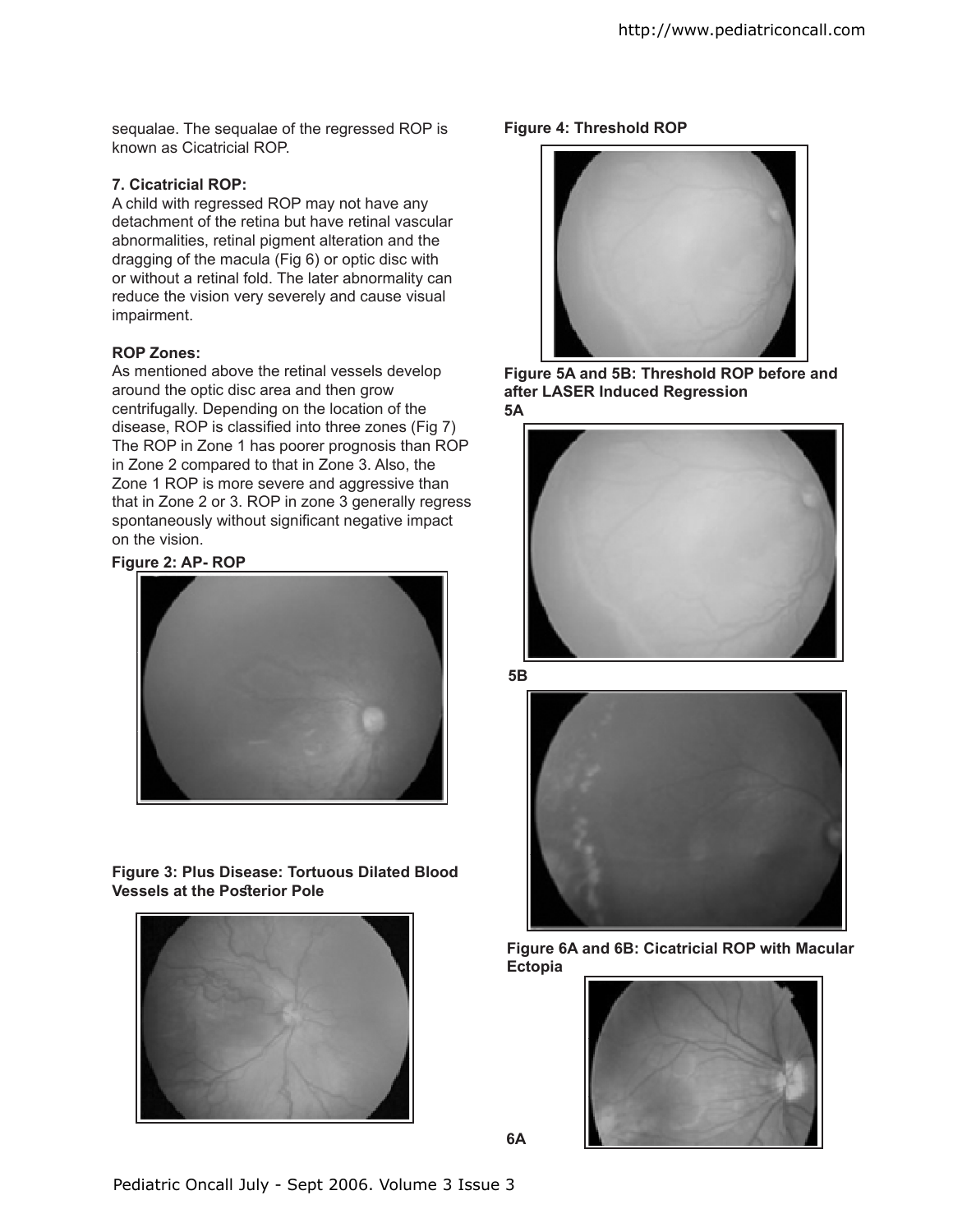sequalae. The sequalae of the regressed ROP is known as Cicatricial ROP.

**7. Cicatricial ROP:**

A child with regressed ROP may not have any detachment of the retina but have retinal vascular abnormalities, retinal pigment alteration and the dragging of the macula (Fig 6) or optic disc with or without a retinal fold. The later abnormality can reduce the vision very severely and cause visual impairment.

**ROP Zones:**

As mentioned above the retinal vessels develop around the optic disc area and then grow centrifugally. Depending on the location of the disease, ROP is classified into three zones (Fig 7) The ROP in Zone 1 has poorer prognosis than ROP in Zone 2 compared to that in Zone 3. Also, the Zone 1 ROP is more severe and aggressive than that in Zone 2 or 3. ROP in zone 3 generally regress spontaneously without significant negative impact on the vision.

**Figure 2: AP- ROP**

**Figure 3: Plus Disease: Tortuous Dilated Blood Vessels at the Posterior Pole**

**Figure 4: Threshold ROP**

**Figure 5A and 5B: Threshold ROP before and after LASER Induced Regression**

**5A**

**5B**

**Figure 6A and 6B: Cicatricial ROP with Macular Ectopia**

**6A**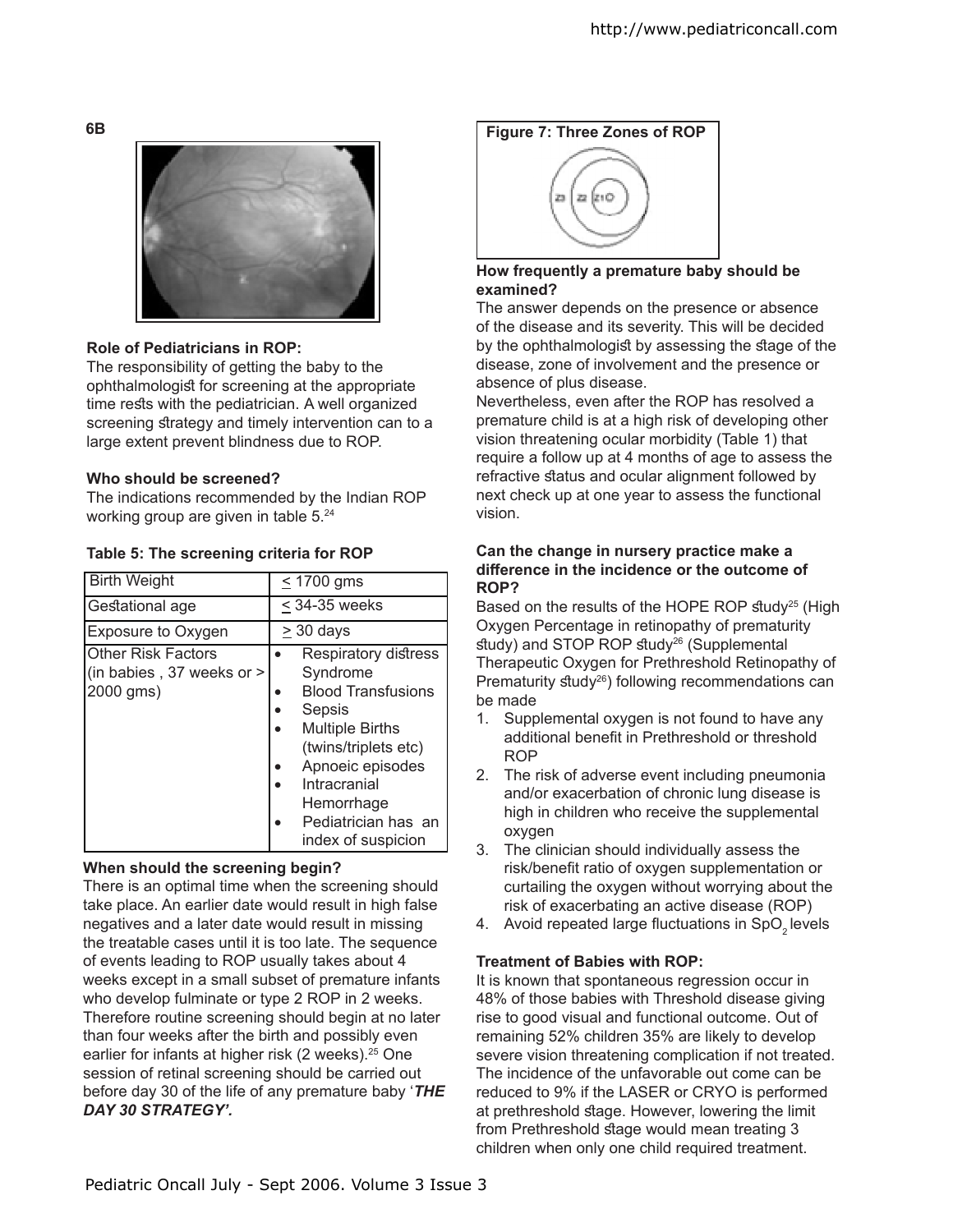**6B**

### Role of Pediatricians in ROP:

The responsibility of getting the baby to the ophthalmologist for screening at the appropriate time rests with the pediatrician. A well organized screening strategy and timely intervention can to a large extent prevent blindness due to ROP.

### Who should be screened?

The indications recommended by the Indian ROP working group are given in table 5.[24]

**Table 5: The screening criteria for ROP**

| Birth Weight | ≤ 1700 gms |
|---|---|
| Gestational age | ≤ 34-35 weeks |
| Exposure to Oxygen | ≥ 30 days |
| Other Risk Factors (in babies , 37 weeks or > 2000 gms) | • Respiratory distress Syndrome<br>• Blood Transfusions<br>• Sepsis<br>• Multiple Births (twins/triplets etc)<br>• Apnoeic episodes<br>• Intracranial Hemorrhage<br>• Pediatrician has an index of suspicion |

### When should the screening begin?

There is an optimal time when the screening should take place. An earlier date would result in high false negatives and a later date would result in missing the treatable cases until it is too late. The sequence of events leading to ROP usually takes about 4 weeks except in a small subset of premature infants who develop fulminate or type 2 ROP in 2 weeks. Therefore routine screening should begin at no later than four weeks after the birth and possibly even earlier for infants at higher risk (2 weeks).[25] One session of retinal screening should be carried out before day 30 of the life of any premature baby '***THE DAY 30 STRATEGY'.***

**Figure 7: Three Zones of ROP**

### How frequently a premature baby should be examined?

The answer depends on the presence or absence of the disease and its severity. This will be decided by the ophthalmologist by assessing the stage of the disease, zone of involvement and the presence or absence of plus disease.

Nevertheless, even after the ROP has resolved a premature child is at a high risk of developing other vision threatening ocular morbidity (Table 1) that require a follow up at 4 months of age to assess the refractive status and ocular alignment followed by next check up at one year to assess the functional vision.

### Can the change in nursery practice make a difference in the incidence or the outcome of ROP?

Based on the results of the HOPE ROP study[25] (High Oxygen Percentage in retinopathy of prematurity study) and STOP ROP study[26] (Supplemental Therapeutic Oxygen for Prethreshold Retinopathy of Prematurity study[26]) following recommendations can be made

1. Supplemental oxygen is not found to have any additional benefit in Prethreshold or threshold ROP
2. The risk of adverse event including pneumonia and/or exacerbation of chronic lung disease is high in children who receive the supplemental oxygen
3. The clinician should individually assess the risk/benefit ratio of oxygen supplementation or curtailing the oxygen without worrying about the risk of exacerbating an active disease (ROP)
4. Avoid repeated large fluctuations in $SpO_2$ levels

### Treatment of Babies with ROP:

It is known that spontaneous regression occur in 48% of those babies with Threshold disease giving rise to good visual and functional outcome. Out of remaining 52% children 35% are likely to develop severe vision threatening complication if not treated. The incidence of the unfavorable out come can be reduced to 9% if the LASER or CRYO is performed at prethreshold stage. However, lowering the limit from Prethreshold stage would mean treating 3 children when only one child required treatment.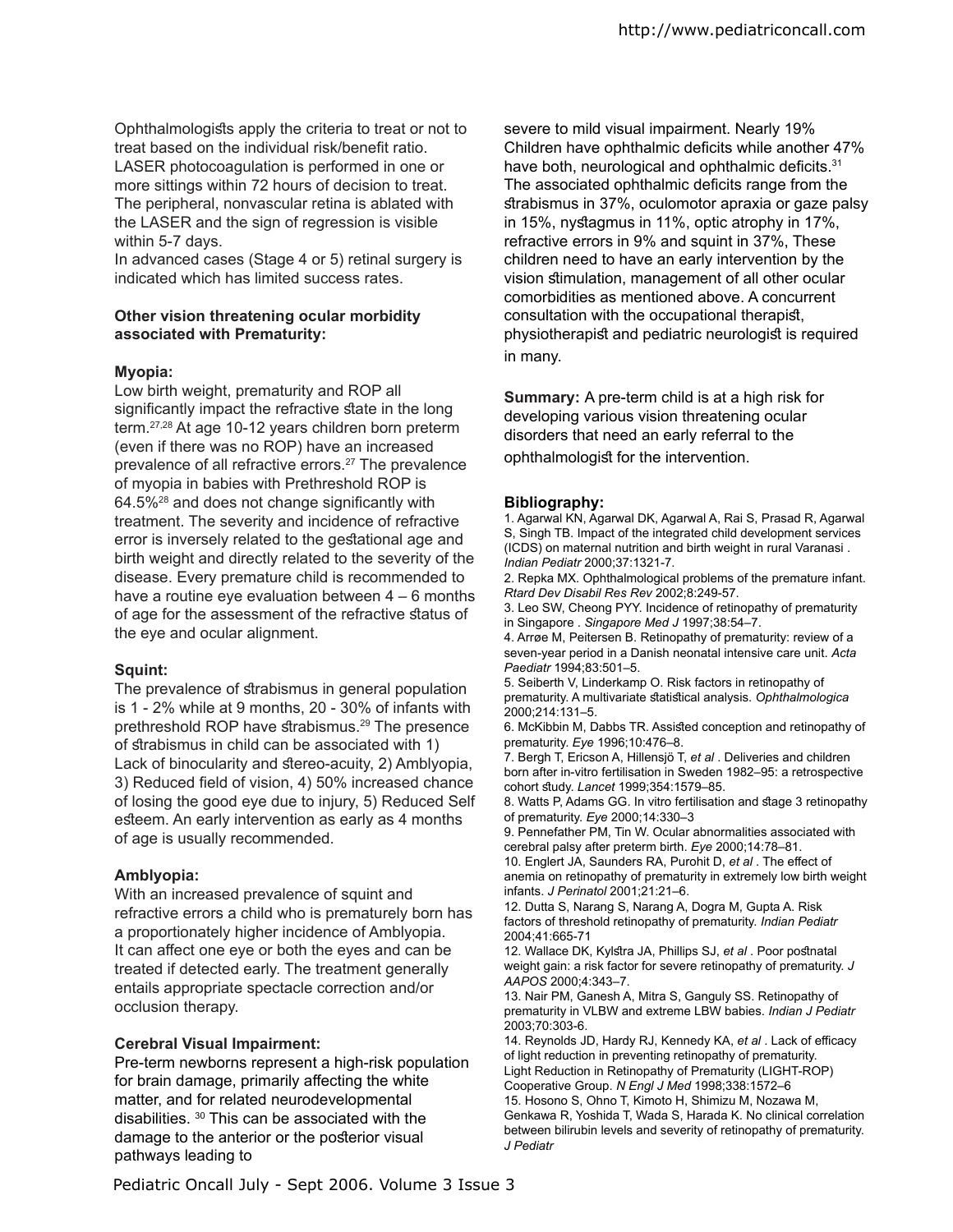Ophthalmologists apply the criteria to treat or not to treat based on the individual risk/benefit ratio. LASER photocoagulation is performed in one or more sittings within 72 hours of decision to treat. The peripheral, nonvascular retina is ablated with the LASER and the sign of regression is visible within 5-7 days.

In advanced cases (Stage 4 or 5) retinal surgery is indicated which has limited success rates.

**Other vision threatening ocular morbidity associated with Prematurity:**

**Myopia:**

Low birth weight, prematurity and ROP all significantly impact the refractive state in the long term.[27,28] At age 10-12 years children born preterm (even if there was no ROP) have an increased prevalence of all refractive errors.[27] The prevalence of myopia in babies with Prethreshold ROP is 64.5%[28] and does not change significantly with treatment. The severity and incidence of refractive error is inversely related to the gestational age and birth weight and directly related to the severity of the disease. Every premature child is recommended to have a routine eye evaluation between 4 – 6 months of age for the assessment of the refractive status of the eye and ocular alignment.

**Squint:**

The prevalence of strabismus in general population is 1 - 2% while at 9 months, 20 - 30% of infants with prethreshold ROP have strabismus.[29] The presence of strabismus in child can be associated with 1) Lack of binocularity and stereo-acuity, 2) Amblyopia, 3) Reduced field of vision, 4) 50% increased chance of losing the good eye due to injury, 5) Reduced Self esteem. An early intervention as early as 4 months of age is usually recommended.

**Amblyopia:**

With an increased prevalence of squint and refractive errors a child who is prematurely born has a proportionately higher incidence of Amblyopia. It can affect one eye or both the eyes and can be treated if detected early. The treatment generally entails appropriate spectacle correction and/or occlusion therapy.

**Cerebral Visual Impairment:**

Pre-term newborns represent a high-risk population for brain damage, primarily affecting the white matter, and for related neurodevelopmental disabilities. [30] This can be associated with the damage to the anterior or the posterior visual pathways leading to severe to mild visual impairment. Nearly 19% Children have ophthalmic deficits while another 47% have both, neurological and ophthalmic deficits.[31] The associated ophthalmic deficits range from the strabismus in 37%, oculomotor apraxia or gaze palsy in 15%, nystagmus in 11%, optic atrophy in 17%, refractive errors in 9% and squint in 37%, These children need to have an early intervention by the vision stimulation, management of all other ocular comorbidities as mentioned above. A concurrent consultation with the occupational therapist, physiotherapist and pediatric neurologist is required in many.

**Summary:** A pre-term child is at a high risk for developing various vision threatening ocular disorders that need an early referral to the ophthalmologist for the intervention.

**Bibliography:**

1. Agarwal KN, Agarwal DK, Agarwal A, Rai S, Prasad R, Agarwal S, Singh TB. Impact of the integrated child development services (ICDS) on maternal nutrition and birth weight in rural Varanasi . *Indian Pediatr* 2000;37:1321-7.
2. Repka MX. Ophthalmological problems of the premature infant. *Rtard Dev Disabil Res Rev* 2002;8:249-57.
3. Leo SW, Cheong PYY. Incidence of retinopathy of prematurity in Singapore . *Singapore Med J* 1997;38:54–7.
4. Arrøe M, Peitersen B. Retinopathy of prematurity: review of a seven-year period in a Danish neonatal intensive care unit. *Acta Paediatr* 1994;83:501–5.
5. Seiberth V, Linderkamp O. Risk factors in retinopathy of prematurity. A multivariate statistical analysis. *Ophthalmologica* 2000;214:131–5.
6. McKibbin M, Dabbs TR. Assisted conception and retinopathy of prematurity. *Eye* 1996;10:476–8.
7. Bergh T, Ericson A, Hillensjö T, *et al* . Deliveries and children born after in-vitro fertilisation in Sweden 1982–95: a retrospective cohort study. *Lancet* 1999;354:1579–85.
8. Watts P, Adams GG. In vitro fertilisation and stage 3 retinopathy of prematurity. *Eye* 2000;14:330–3
9. Pennefather PM, Tin W. Ocular abnormalities associated with cerebral palsy after preterm birth. *Eye* 2000;14:78–81.
10. Englert JA, Saunders RA, Purohit D, *et al* . The effect of anemia on retinopathy of prematurity in extremely low birth weight infants. *J Perinatol* 2001;21:21–6.
12. Dutta S, Narang S, Narang A, Dogra M, Gupta A. Risk factors of threshold retinopathy of prematurity. *Indian Pediatr* 2004;41:665-71
12. Wallace DK, Kylstra JA, Phillips SJ, *et al* . Poor postnatal weight gain: a risk factor for severe retinopathy of prematurity. *J AAPOS* 2000;4:343–7.
13. Nair PM, Ganesh A, Mitra S, Ganguly SS. Retinopathy of prematurity in VLBW and extreme LBW babies. *Indian J Pediatr* 2003;70:303-6.
14. Reynolds JD, Hardy RJ, Kennedy KA, *et al* . Lack of efficacy of light reduction in preventing retinopathy of prematurity. Light Reduction in Retinopathy of Prematurity (LIGHT-ROP) Cooperative Group. *N Engl J Med* 1998;338:1572–6
15. Hosono S, Ohno T, Kimoto H, Shimizu M, Nozawa M, Genkawa R, Yoshida T, Wada S, Harada K. No clinical correlation between bilirubin levels and severity of retinopathy of prematurity. *J Pediatr*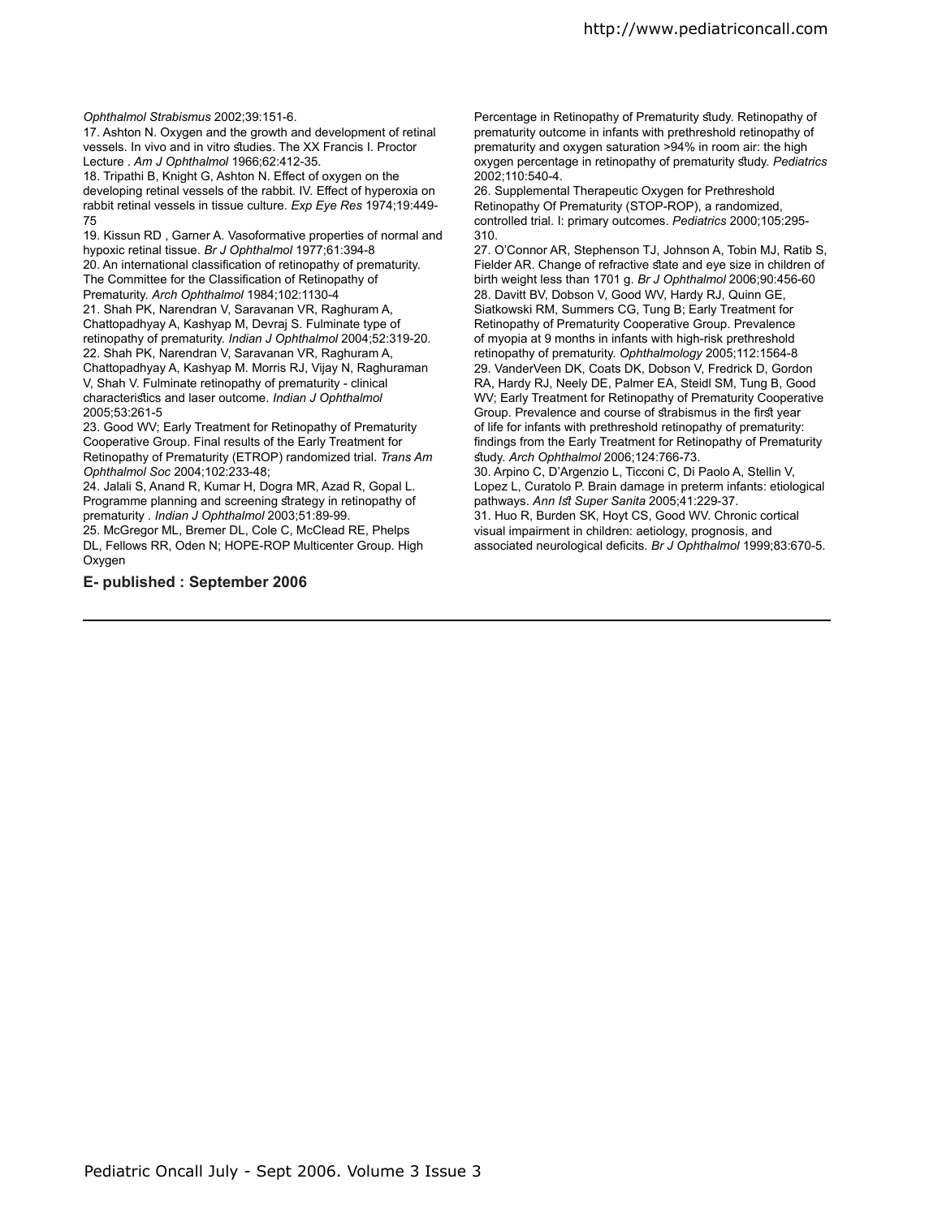*Ophthalmol Strabismus* 2002;39:151-6.

17. Ashton N. Oxygen and the growth and development of retinal vessels. In vivo and in vitro studies. The XX Francis I. Proctor Lecture . *Am J Ophthalmol* 1966;62:412-35.

18. Tripathi B, Knight G, Ashton N. Effect of oxygen on the developing retinal vessels of the rabbit. IV. Effect of hyperoxia on rabbit retinal vessels in tissue culture. *Exp Eye Res* 1974;19:449-75

19. Kissun RD , Garner A. Vasoformative properties of normal and hypoxic retinal tissue. *Br J Ophthalmol* 1977;61:394-8

20. An international classification of retinopathy of prematurity. The Committee for the Classification of Retinopathy of Prematurity. *Arch Ophthalmol* 1984;102:1130-4

21. Shah PK, Narendran V, Saravanan VR, Raghuram A, Chattopadhyay A, Kashyap M, Devraj S. Fulminate type of retinopathy of prematurity. *Indian J Ophthalmol* 2004;52:319-20.

22. Shah PK, Narendran V, Saravanan VR, Raghuram A, Chattopadhyay A, Kashyap M. Morris RJ, Vijay N, Raghuraman V, Shah V. Fulminate retinopathy of prematurity - clinical characteristics and laser outcome. *Indian J Ophthalmol* 2005;53:261-5

23. Good WV; Early Treatment for Retinopathy of Prematurity Cooperative Group. Final results of the Early Treatment for Retinopathy of Prematurity (ETROP) randomized trial. *Trans Am Ophthalmol Soc* 2004;102:233-48;

24. Jalali S, Anand R, Kumar H, Dogra MR, Azad R, Gopal L. Programme planning and screening strategy in retinopathy of prematurity . *Indian J Ophthalmol* 2003;51:89-99.

25. McGregor ML, Bremer DL, Cole C, McClead RE, Phelps DL, Fellows RR, Oden N; HOPE-ROP Multicenter Group. High Oxygen Percentage in Retinopathy of Prematurity study. Retinopathy of prematurity outcome in infants with prethreshold retinopathy of prematurity and oxygen saturation >94% in room air: the high oxygen percentage in retinopathy of prematurity study. *Pediatrics* 2002;110:540-4.

26. Supplemental Therapeutic Oxygen for Prethreshold Retinopathy Of Prematurity (STOP-ROP), a randomized, controlled trial. I: primary outcomes. *Pediatrics* 2000;105:295-310.

27. O'Connor AR, Stephenson TJ, Johnson A, Tobin MJ, Ratib S, Fielder AR. Change of refractive state and eye size in children of birth weight less than 1701 g. *Br J Ophthalmol* 2006;90:456-60

28. Davitt BV, Dobson V, Good WV, Hardy RJ, Quinn GE, Siatkowski RM, Summers CG, Tung B; Early Treatment for Retinopathy of Prematurity Cooperative Group. Prevalence of myopia at 9 months in infants with high-risk prethreshold retinopathy of prematurity. *Ophthalmology* 2005;112:1564-8

29. VanderVeen DK, Coats DK, Dobson V, Fredrick D, Gordon RA, Hardy RJ, Neely DE, Palmer EA, Steidl SM, Tung B, Good WV; Early Treatment for Retinopathy of Prematurity Cooperative Group. Prevalence and course of strabismus in the first year of life for infants with prethreshold retinopathy of prematurity: findings from the Early Treatment for Retinopathy of Prematurity study. *Arch Ophthalmol* 2006;124:766-73.

30. Arpino C, D'Argenzio L, Ticconi C, Di Paolo A, Stellin V, Lopez L, Curatolo P. Brain damage in preterm infants: etiological pathways. *Ann Ist Super Sanita* 2005;41:229-37.

31. Huo R, Burden SK, Hoyt CS, Good WV. Chronic cortical visual impairment in children: aetiology, prognosis, and associated neurological deficits. *Br J Ophthalmol* 1999;83:670-5.

**E- published : September 2006**